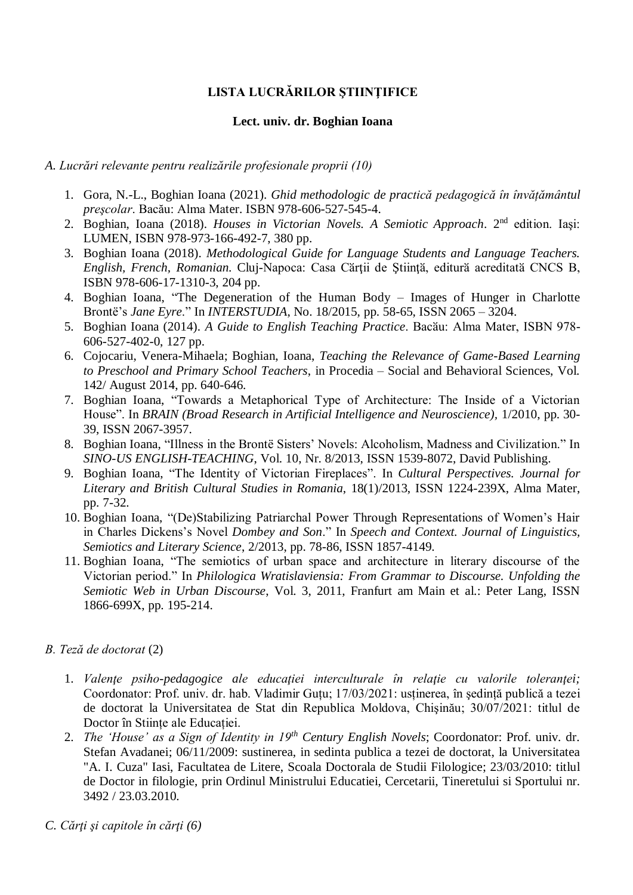# LISTA LUCRĂRILOR ŞTIINŢIFICE

## Lect. univ. dr. Boghian Ioana

*A. Lucrări relevante pentru realizările profesionale proprii (10)*

1. Gora, N.-L., Boghian Ioana (2021). *Ghid methodologic de practică pedagogică în învățământul preşcolar*. Bacău: Alma Mater. ISBN 978-606-527-545-4.
2. Boghian, Ioana (2018). *Houses in Victorian Novels. A Semiotic Approach*. 2nd edition. Iaşi: LUMEN, ISBN 978-973-166-492-7, 380 pp.
3. Boghian Ioana (2018). *Methodological Guide for Language Students and Language Teachers. English, French, Romanian.* Cluj-Napoca: Casa Cărţii de Ştiinţă, editură acreditată CNCS B, ISBN 978-606-17-1310-3, 204 pp.
4. Boghian Ioana, "The Degeneration of the Human Body – Images of Hunger in Charlotte Brontë's *Jane Eyre*." In *INTERSTUDIA*, No. 18/2015, pp. 58-65, ISSN 2065 – 3204.
5. Boghian Ioana (2014). *A Guide to English Teaching Practice*. Bacău: Alma Mater, ISBN 978-606-527-402-0, 127 pp.
6. Cojocariu, Venera-Mihaela; Boghian, Ioana, *Teaching the Relevance of Game-Based Learning to Preschool and Primary School Teachers*, in Procedia – Social and Behavioral Sciences, Vol. 142/ August 2014, pp. 640-646.
7. Boghian Ioana, "Towards a Metaphorical Type of Architecture: The Inside of a Victorian House". In *BRAIN (Broad Research in Artificial Intelligence and Neuroscience)*, 1/2010, pp. 30-39, ISSN 2067-3957.
8. Boghian Ioana, "Illness in the Brontë Sisters' Novels: Alcoholism, Madness and Civilization." In *SINO-US ENGLISH-TEACHING,* Vol. 10, Nr. 8/2013, ISSN 1539-8072, David Publishing.
9. Boghian Ioana, "The Identity of Victorian Fireplaces". In *Cultural Perspectives. Journal for Literary and British Cultural Studies in Romania*, 18(1)/2013, ISSN 1224-239X, Alma Mater, pp. 7-32.
10. Boghian Ioana, "(De)Stabilizing Patriarchal Power Through Representations of Women's Hair in Charles Dickens's Novel *Dombey and Son*." In *Speech and Context. Journal of Linguistics, Semiotics and Literary Science*, 2/2013, pp. 78-86, ISSN 1857-4149.
11. Boghian Ioana, "The semiotics of urban space and architecture in literary discourse of the Victorian period." In *Philologica Wratislaviensia: From Grammar to Discourse. Unfolding the Semiotic Web in Urban Discourse*, Vol. 3, 2011, Franfurt am Main et al.: Peter Lang, ISSN 1866-699X, pp. 195-214.

*B. Teză de doctorat* (2)

1. *Valenţe psiho-pedagogice ale educaţiei interculturale în relaţie cu valorile toleranţei;* Coordonator: Prof. univ. dr. hab. Vladimir Guțu; 17/03/2021: uștinerea, în şedinţă publică a tezei de doctorat la Universitatea de Stat din Republica Moldova, Chişinău; 30/07/2021: titlul de Doctor în Stiințe ale Educației.
2. *The 'House' as a Sign of Identity in 19th Century English Novels*; Coordonator: Prof. univ. dr. Stefan Avadanei; 06/11/2009: sustinerea, in sedinta publica a tezei de doctorat, la Universitatea "A. I. Cuza" Iasi, Facultatea de Litere, Scoala Doctorala de Studii Filologice; 23/03/2010: titlul de Doctor in filologie, prin Ordinul Ministrului Educatiei, Cercetarii, Tineretului si Sportului nr. 3492 / 23.03.2010.

*C. Cărţi şi capitole în cărţi (6)*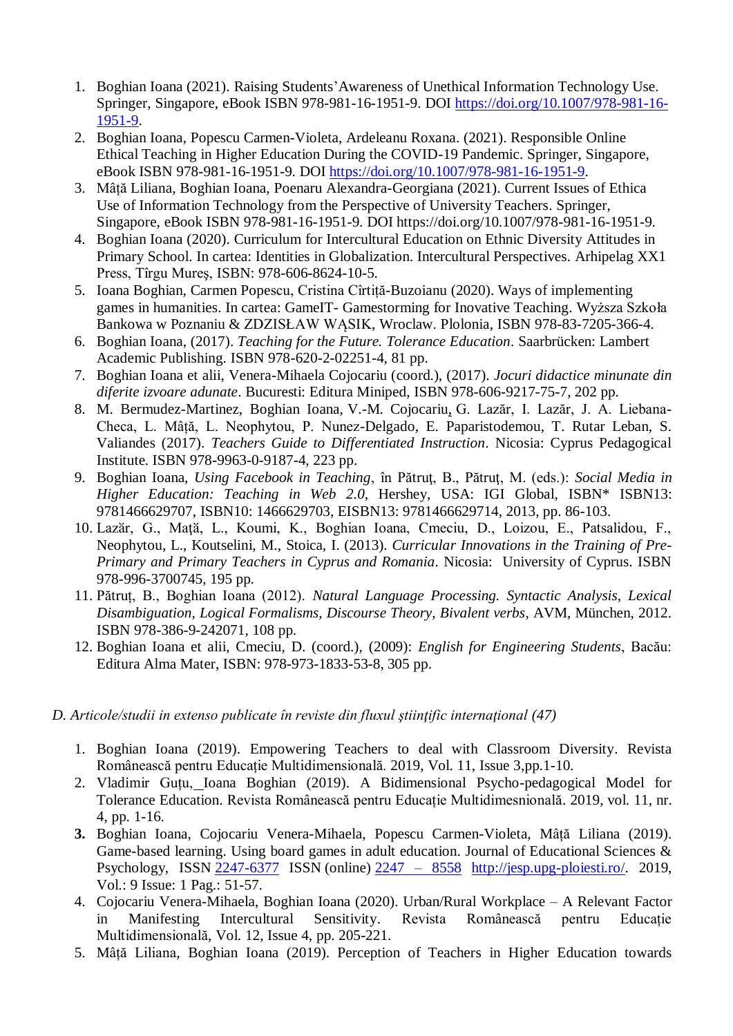1. Boghian Ioana (2021). Raising Students'Awareness of Unethical Information Technology Use. Springer, Singapore, eBook ISBN 978-981-16-1951-9. DOI https://doi.org/10.1007/978-981-16-1951-9.
2. Boghian Ioana, Popescu Carmen-Violeta, Ardeleanu Roxana. (2021). Responsible Online Ethical Teaching in Higher Education During the COVID-19 Pandemic. Springer, Singapore, eBook ISBN 978-981-16-1951-9. DOI https://doi.org/10.1007/978-981-16-1951-9.
3. Mâță Liliana, Boghian Ioana, Poenaru Alexandra-Georgiana (2021). Current Issues of Ethica Use of Information Technology from the Perspective of University Teachers. Springer, Singapore, eBook ISBN 978-981-16-1951-9. DOI https://doi.org/10.1007/978-981-16-1951-9.
4. Boghian Ioana (2020). Curriculum for Intercultural Education on Ethnic Diversity Attitudes in Primary School. In cartea: Identities in Globalization. Intercultural Perspectives. Arhipelag XX1 Press, Tîrgu Mureș, ISBN: 978-606-8624-10-5.
5. Ioana Boghian, Carmen Popescu, Cristina Cîrtiță-Buzoianu (2020). Ways of implementing games in humanities. In cartea: GameIT- Gamestorming for Inovative Teaching. Wyższa Szkoła Bankowa w Poznaniu & ZDZISŁAW WĄSIK, Wroclaw. Plolonia, ISBN 978-83-7205-366-4.
6. Boghian Ioana, (2017). *Teaching for the Future. Tolerance Education*. Saarbrücken: Lambert Academic Publishing. ISBN 978-620-2-02251-4, 81 pp.
7. Boghian Ioana et alii, Venera-Mihaela Cojocariu (coord.), (2017). *Jocuri didactice minunate din diferite izvoare adunate*. Bucuresti: Editura Miniped, ISBN 978-606-9217-75-7, 202 pp.
8. M. Bermudez-Martinez, Boghian Ioana, V.-M. Cojocariu, G. Lazăr, I. Lazăr, J. A. Liebana-Checa, L. Mâță, L. Neophytou, P. Nunez-Delgado, E. Paparistodemou, T. Rutar Leban, S. Valiandes (2017). *Teachers Guide to Differentiated Instruction*. Nicosia: Cyprus Pedagogical Institute. ISBN 978-9963-0-9187-4, 223 pp.
9. Boghian Ioana, *Using Facebook in Teaching*, în Pătruț, B., Pătruț, M. (eds.): *Social Media in Higher Education: Teaching in Web 2.0*, Hershey, USA: IGI Global, ISBN* ISBN13: 9781466629707, ISBN10: 1466629703, EISBN13: 9781466629714, 2013, pp. 86-103.
10. Lazăr, G., Maţă, L., Koumi, K., Boghian Ioana, Cmeciu, D., Loizou, E., Patsalidou, F., Neophytou, L., Koutselini, M., Stoica, I. (2013). *Curricular Innovations in the Training of Pre-Primary and Primary Teachers in Cyprus and Romania*. Nicosia: University of Cyprus. ISBN 978-996-3700745, 195 pp.
11. Pătruț, B., Boghian Ioana (2012). *Natural Language Processing. Syntactic Analysis, Lexical Disambiguation, Logical Formalisms, Discourse Theory, Bivalent verbs*, AVM, München, 2012. ISBN 978-386-9-242071, 108 pp.
12. Boghian Ioana et alii, Cmeciu, D. (coord.), (2009): *English for Engineering Students*, Bacău: Editura Alma Mater, ISBN: 978-973-1833-53-8, 305 pp.

*D. Articole/studii in extenso publicate în reviste din fluxul științific internațional (47)*

1. Boghian Ioana (2019). Empowering Teachers to deal with Classroom Diversity. Revista Românească pentru Educație Multidimensională. 2019, Vol. 11, Issue 3,pp.1-10.
2. Vladimir Guțu, Ioana Boghian (2019). A Bidimensional Psycho-pedagogical Model for Tolerance Education. Revista Românească pentru Educație Multidimesnională. 2019, vol. 11, nr. 4, pp. 1-16.
3. Boghian Ioana, Cojocariu Venera-Mihaela, Popescu Carmen-Violeta, Mâță Liliana (2019). Game-based learning. Using board games in adult education. Journal of Educational Sciences & Psychology, ISSN 2247-6377 ISSN (online) 2247 – 8558 http://jesp.upg-ploiesti.ro/. 2019, Vol.: 9 Issue: 1 Pag.: 51-57.
4. Cojocariu Venera-Mihaela, Boghian Ioana (2020). Urban/Rural Workplace – A Relevant Factor in Manifesting Intercultural Sensitivity. Revista Românească pentru Educație Multidimensională, Vol. 12, Issue 4, pp. 205-221.
5. Mâță Liliana, Boghian Ioana (2019). Perception of Teachers in Higher Education towards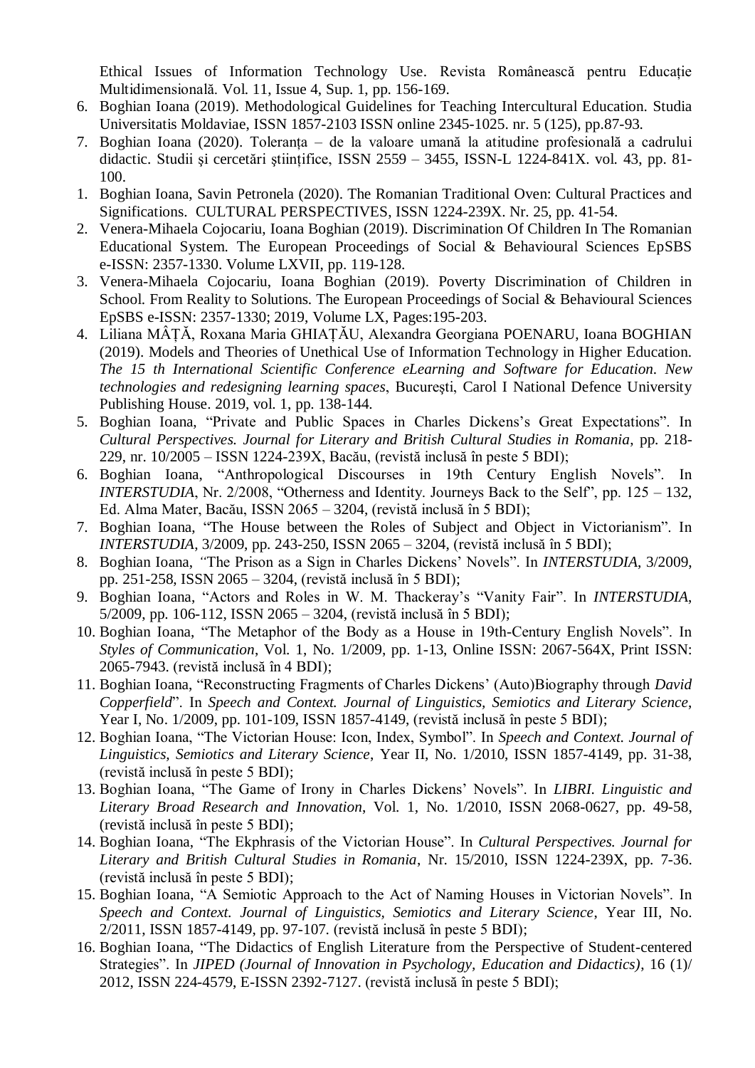Ethical Issues of Information Technology Use. Revista Românească pentru Educație Multidimensională. Vol. 11, Issue 4, Sup. 1, pp. 156-169.

6. Boghian Ioana (2019). Methodological Guidelines for Teaching Intercultural Education. Studia Universitatis Moldaviae, ISSN 1857-2103 ISSN online 2345-1025. nr. 5 (125), pp.87-93.
7. Boghian Ioana (2020). Toleranța – de la valoare umană la atitudine profesională a cadrului didactic. Studii şi cercetări științifice, ISSN 2559 – 3455, ISSN-L 1224-841X. vol. 43, pp. 81-100.

1. Boghian Ioana, Savin Petronela (2020). The Romanian Traditional Oven: Cultural Practices and Significations. CULTURAL PERSPECTIVES, ISSN 1224-239X. Nr. 25, pp. 41-54.
2. Venera-Mihaela Cojocariu, Ioana Boghian (2019). Discrimination Of Children In The Romanian Educational System. The European Proceedings of Social & Behavioural Sciences EpSBS e-ISSN: 2357-1330. Volume LXVII, pp. 119-128.
3. Venera-Mihaela Cojocariu, Ioana Boghian (2019). Poverty Discrimination of Children in School. From Reality to Solutions. The European Proceedings of Social & Behavioural Sciences EpSBS e-ISSN: 2357-1330; 2019, Volume LX, Pages:195-203.
4. Liliana MÂȚĂ, Roxana Maria GHIAȚĂU, Alexandra Georgiana POENARU, Ioana BOGHIAN (2019). Models and Theories of Unethical Use of Information Technology in Higher Education. *The 15 th International Scientific Conference eLearning and Software for Education. New technologies and redesigning learning spaces*, Bucureşti, Carol I National Defence University Publishing House. 2019, vol. 1, pp. 138-144.
5. Boghian Ioana, "Private and Public Spaces in Charles Dickens's Great Expectations". In *Cultural Perspectives. Journal for Literary and British Cultural Studies in Romania*, pp. 218-229, nr. 10/2005 – ISSN 1224-239X, Bacău, (revistă inclusă în peste 5 BDI);
6. Boghian Ioana, "Anthropological Discourses in 19th Century English Novels". In *INTERSTUDIA*, Nr. 2/2008, "Otherness and Identity. Journeys Back to the Self", pp. 125 – 132, Ed. Alma Mater, Bacău, ISSN 2065 – 3204, (revistă inclusă în 5 BDI);
7. Boghian Ioana, "The House between the Roles of Subject and Object in Victorianism". In *INTERSTUDIA*, 3/2009, pp. 243-250, ISSN 2065 – 3204, (revistă inclusă în 5 BDI);
8. Boghian Ioana, "The Prison as a Sign in Charles Dickens' Novels". In *INTERSTUDIA*, 3/2009, pp. 251-258, ISSN 2065 – 3204, (revistă inclusă în 5 BDI);
9. Boghian Ioana, "Actors and Roles in W. M. Thackeray's "Vanity Fair". In *INTERSTUDIA*, 5/2009, pp. 106-112, ISSN 2065 – 3204, (revistă inclusă în 5 BDI);
10. Boghian Ioana, "The Metaphor of the Body as a House in 19th-Century English Novels". In *Styles of Communication*, Vol. 1, No. 1/2009, pp. 1-13, Online ISSN: 2067-564X, Print ISSN: 2065-7943. (revistă inclusă în 4 BDI);
11. Boghian Ioana, "Reconstructing Fragments of Charles Dickens' (Auto)Biography through *David Copperfield*". In *Speech and Context. Journal of Linguistics, Semiotics and Literary Science*, Year I, No. 1/2009, pp. 101-109, ISSN 1857-4149, (revistă inclusă în peste 5 BDI);
12. Boghian Ioana, "The Victorian House: Icon, Index, Symbol". In *Speech and Context. Journal of Linguistics, Semiotics and Literary Science*, Year II, No. 1/2010, ISSN 1857-4149, pp. 31-38, (revistă inclusă în peste 5 BDI);
13. Boghian Ioana, "The Game of Irony in Charles Dickens' Novels". In *LIBRI. Linguistic and Literary Broad Research and Innovation*, Vol. 1, No. 1/2010, ISSN 2068-0627, pp. 49-58, (revistă inclusă în peste 5 BDI);
14. Boghian Ioana, "The Ekphrasis of the Victorian House". In *Cultural Perspectives. Journal for Literary and British Cultural Studies in Romania*, Nr. 15/2010, ISSN 1224-239X, pp. 7-36. (revistă inclusă în peste 5 BDI);
15. Boghian Ioana, "A Semiotic Approach to the Act of Naming Houses in Victorian Novels". In *Speech and Context. Journal of Linguistics, Semiotics and Literary Science*, Year III, No. 2/2011, ISSN 1857-4149, pp. 97-107. (revistă inclusă în peste 5 BDI);
16. Boghian Ioana, "The Didactics of English Literature from the Perspective of Student-centered Strategies". In *JIPED (Journal of Innovation in Psychology, Education and Didactics)*, 16 (1)/ 2012, ISSN 224-4579, E-ISSN 2392-7127. (revistă inclusă în peste 5 BDI);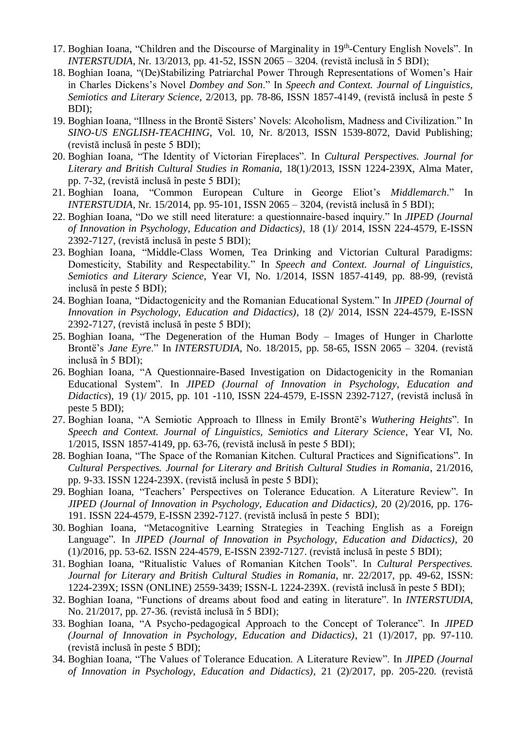17. Boghian Ioana, "Children and the Discourse of Marginality in 19th-Century English Novels". In *INTERSTUDIA*, Nr. 13/2013, pp. 41-52, ISSN 2065 – 3204. (revistă inclusă în 5 BDI);
18. Boghian Ioana, "(De)Stabilizing Patriarchal Power Through Representations of Women's Hair in Charles Dickens's Novel *Dombey and Son*." In *Speech and Context. Journal of Linguistics, Semiotics and Literary Science*, 2/2013, pp. 78-86, ISSN 1857-4149, (revistă inclusă în peste 5 BDI);
19. Boghian Ioana, "Illness in the Brontë Sisters' Novels: Alcoholism, Madness and Civilization." In *SINO-US ENGLISH-TEACHING*, Vol. 10, Nr. 8/2013, ISSN 1539-8072, David Publishing; (revistă inclusă în peste 5 BDI);
20. Boghian Ioana, "The Identity of Victorian Fireplaces". In *Cultural Perspectives. Journal for Literary and British Cultural Studies in Romania*, 18(1)/2013, ISSN 1224-239X, Alma Mater, pp. 7-32, (revistă inclusă în peste 5 BDI);
21. Boghian Ioana, "Common European Culture in George Eliot's *Middlemarch*." In *INTERSTUDIA*, Nr. 15/2014, pp. 95-101, ISSN 2065 – 3204, (revistă inclusă în 5 BDI);
22. Boghian Ioana, "Do we still need literature: a questionnaire-based inquiry." In *JIPED (Journal of Innovation in Psychology, Education and Didactics)*, 18 (1)/ 2014, ISSN 224-4579, E-ISSN 2392-7127, (revistă inclusă în peste 5 BDI);
23. Boghian Ioana, "Middle-Class Women, Tea Drinking and Victorian Cultural Paradigms: Domesticity, Stability and Respectability." In *Speech and Context. Journal of Linguistics, Semiotics and Literary Science*, Year VI, No. 1/2014, ISSN 1857-4149, pp. 88-99, (revistă inclusă în peste 5 BDI);
24. Boghian Ioana, "Didactogenicity and the Romanian Educational System." In *JIPED (Journal of Innovation in Psychology, Education and Didactics)*, 18 (2)/ 2014, ISSN 224-4579, E-ISSN 2392-7127, (revistă inclusă în peste 5 BDI);
25. Boghian Ioana, "The Degeneration of the Human Body – Images of Hunger in Charlotte Brontë's *Jane Eyre*." In *INTERSTUDIA*, No. 18/2015, pp. 58-65, ISSN 2065 – 3204. (revistă inclusă în 5 BDI);
26. Boghian Ioana, "A Questionnaire-Based Investigation on Didactogenicity in the Romanian Educational System". In *JIPED (Journal of Innovation in Psychology, Education and Didactics*), 19 (1)/ 2015, pp. 101 -110, ISSN 224-4579, E-ISSN 2392-7127, (revistă inclusă în peste 5 BDI);
27. Boghian Ioana, "A Semiotic Approach to Illness in Emily Brontë's *Wuthering Heights*". In *Speech and Context. Journal of Linguistics, Semiotics and Literary Science*, Year VI, No. 1/2015, ISSN 1857-4149, pp. 63-76, (revistă inclusă în peste 5 BDI);
28. Boghian Ioana, "The Space of the Romanian Kitchen. Cultural Practices and Significations". In *Cultural Perspectives. Journal for Literary and British Cultural Studies in Romania*, 21/2016, pp. 9-33. ISSN 1224-239X. (revistă inclusă în peste 5 BDI);
29. Boghian Ioana, "Teachers' Perspectives on Tolerance Education. A Literature Review". In *JIPED (Journal of Innovation in Psychology, Education and Didactics)*, 20 (2)/2016, pp. 176-191. ISSN 224-4579, E-ISSN 2392-7127. (revistă inclusă în peste 5 BDI);
30. Boghian Ioana, "Metacognitive Learning Strategies in Teaching English as a Foreign Language". In *JIPED (Journal of Innovation in Psychology, Education and Didactics)*, 20 (1)/2016, pp. 53-62. ISSN 224-4579, E-ISSN 2392-7127. (revistă inclusă în peste 5 BDI);
31. Boghian Ioana, "Ritualistic Values of Romanian Kitchen Tools". In *Cultural Perspectives. Journal for Literary and British Cultural Studies in Romania*, nr. 22/2017, pp. 49-62, ISSN: 1224-239X; ISSN (ONLINE) 2559-3439; ISSN-L 1224-239X. (revistă inclusă în peste 5 BDI);
32. Boghian Ioana, "Functions of dreams about food and eating in literature". In *INTERSTUDIA*, No. 21/2017, pp. 27-36. (revistă inclusă în 5 BDI);
33. Boghian Ioana, "A Psycho-pedagogical Approach to the Concept of Tolerance". In *JIPED (Journal of Innovation in Psychology, Education and Didactics)*, 21 (1)/2017, pp. 97-110. (revistă inclusă în peste 5 BDI);
34. Boghian Ioana, "The Values of Tolerance Education. A Literature Review". In *JIPED (Journal of Innovation in Psychology, Education and Didactics)*, 21 (2)/2017, pp. 205-220. (revistă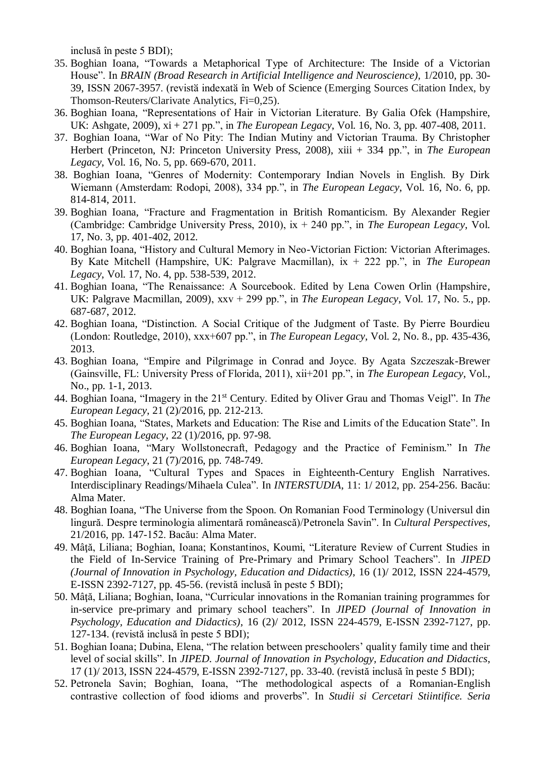inclusă în peste 5 BDI);

35. Boghian Ioana, "Towards a Metaphorical Type of Architecture: The Inside of a Victorian House". In *BRAIN (Broad Research in Artificial Intelligence and Neuroscience)*, 1/2010, pp. 30-39, ISSN 2067-3957. (revistă indexată în Web of Science (Emerging Sources Citation Index, by Thomson-Reuters/Clarivate Analytics, Fi=0,25).
36. Boghian Ioana, "Representations of Hair in Victorian Literature. By Galia Ofek (Hampshire, UK: Ashgate, 2009), xi + 271 pp.", in *The European Legacy*, Vol. 16, No. 3, pp. 407-408, 2011.
37. Boghian Ioana, "War of No Pity: The Indian Mutiny and Victorian Trauma. By Christopher Herbert (Princeton, NJ: Princeton University Press, 2008), xiii + 334 pp.", in *The European Legacy*, Vol. 16, No. 5, pp. 669-670, 2011.
38. Boghian Ioana, "Genres of Modernity: Contemporary Indian Novels in English. By Dirk Wiemann (Amsterdam: Rodopi, 2008), 334 pp.", in *The European Legacy*, Vol. 16, No. 6, pp. 814-814, 2011.
39. Boghian Ioana, "Fracture and Fragmentation in British Romanticism. By Alexander Regier (Cambridge: Cambridge University Press, 2010), ix + 240 pp.", in *The European Legacy*, Vol. 17, No. 3, pp. 401-402, 2012.
40. Boghian Ioana, "History and Cultural Memory in Neo-Victorian Fiction: Victorian Afterimages. By Kate Mitchell (Hampshire, UK: Palgrave Macmillan), ix + 222 pp.", in *The European Legacy*, Vol. 17, No. 4, pp. 538-539, 2012.
41. Boghian Ioana, "The Renaissance: A Sourcebook. Edited by Lena Cowen Orlin (Hampshire, UK: Palgrave Macmillan, 2009), xxv + 299 pp.", in *The European Legacy*, Vol. 17, No. 5., pp. 687-687, 2012.
42. Boghian Ioana, "Distinction. A Social Critique of the Judgment of Taste. By Pierre Bourdieu (London: Routledge, 2010), xxx+607 pp.", in *The European Legacy*, Vol. 2, No. 8., pp. 435-436, 2013.
43. Boghian Ioana, "Empire and Pilgrimage in Conrad and Joyce. By Agata Szczeszak-Brewer (Gainsville, FL: University Press of Florida, 2011), xii+201 pp.", in *The European Legacy*, Vol., No., pp. 1-1, 2013.
44. Boghian Ioana, "Imagery in the 21st Century. Edited by Oliver Grau and Thomas Veigl". In *The European Legacy*, 21 (2)/2016, pp. 212-213.
45. Boghian Ioana, "States, Markets and Education: The Rise and Limits of the Education State". In *The European Legacy*, 22 (1)/2016, pp. 97-98.
46. Boghian Ioana, "Mary Wollstonecraft, Pedagogy and the Practice of Feminism." In *The European Legacy*, 21 (7)/2016, pp. 748-749.
47. Boghian Ioana, "Cultural Types and Spaces in Eighteenth-Century English Narratives. Interdisciplinary Readings/Mihaela Culea". In *INTERSTUDIA*, 11: 1/ 2012, pp. 254-256. Bacău: Alma Mater.
48. Boghian Ioana, "The Universe from the Spoon. On Romanian Food Terminology (Universul din lingură. Despre terminologia alimentară românească)/Petronela Savin". In *Cultural Perspectives*, 21/2016, pp. 147-152. Bacău: Alma Mater.
49. Mâță, Liliana; Boghian, Ioana; Konstantinos, Koumi, "Literature Review of Current Studies in the Field of In-Service Training of Pre-Primary and Primary School Teachers". In *JIPED (Journal of Innovation in Psychology, Education and Didactics)*, 16 (1)/ 2012, ISSN 224-4579, E-ISSN 2392-7127, pp. 45-56. (revistă inclusă în peste 5 BDI);
50. Mâță, Liliana; Boghian, Ioana, "Curricular innovations in the Romanian training programmes for in-service pre-primary and primary school teachers". In *JIPED (Journal of Innovation in Psychology, Education and Didactics)*, 16 (2)/ 2012, ISSN 224-4579, E-ISSN 2392-7127, pp. 127-134. (revistă inclusă în peste 5 BDI);
51. Boghian Ioana; Dubina, Elena, "The relation between preschoolers' quality family time and their level of social skills". In *JIPED. Journal of Innovation in Psychology, Education and Didactics*, 17 (1)/ 2013, ISSN 224-4579, E-ISSN 2392-7127, pp. 33-40. (revistă inclusă în peste 5 BDI);
52. Petronela Savin; Boghian, Ioana, "The methodological aspects of a Romanian-English contrastive collection of food idioms and proverbs". In *Studii si Cercetari Stiintifice. Seria*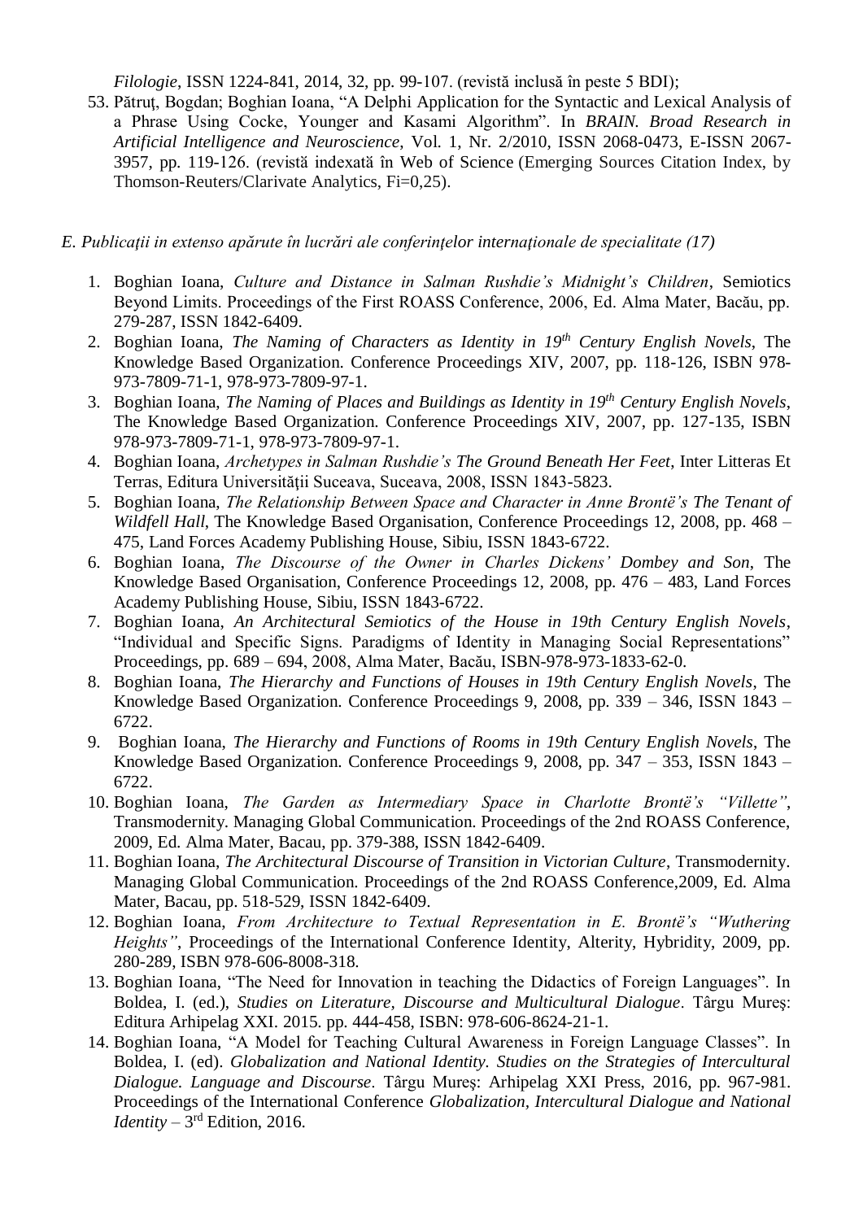*Filologie*, ISSN 1224-841, 2014, 32, pp. 99-107. (revistă inclusă în peste 5 BDI);

53. Pătruț, Bogdan; Boghian Ioana, "A Delphi Application for the Syntactic and Lexical Analysis of a Phrase Using Cocke, Younger and Kasami Algorithm". In *BRAIN. Broad Research in Artificial Intelligence and Neuroscience*, Vol. 1, Nr. 2/2010, ISSN 2068-0473, E-ISSN 2067-3957, pp. 119-126. (revistă indexată în Web of Science (Emerging Sources Citation Index, by Thomson-Reuters/Clarivate Analytics, Fi=0,25).

*E. Publicații in extenso apărute în lucrări ale conferințelor internaționale de specialitate (17)*

1. Boghian Ioana, *Culture and Distance in Salman Rushdie's Midnight's Children*, Semiotics Beyond Limits. Proceedings of the First ROASS Conference, 2006, Ed. Alma Mater, Bacău, pp. 279-287, ISSN 1842-6409.
2. Boghian Ioana, *The Naming of Characters as Identity in 19th Century English Novels*, The Knowledge Based Organization. Conference Proceedings XIV, 2007, pp. 118-126, ISBN 978-973-7809-71-1, 978-973-7809-97-1.
3. Boghian Ioana, *The Naming of Places and Buildings as Identity in 19th Century English Novels*, The Knowledge Based Organization. Conference Proceedings XIV, 2007, pp. 127-135, ISBN 978-973-7809-71-1, 978-973-7809-97-1.
4. Boghian Ioana, *Archetypes in Salman Rushdie's The Ground Beneath Her Feet*, Inter Litteras Et Terras, Editura Universității Suceava, Suceava, 2008, ISSN 1843-5823.
5. Boghian Ioana, *The Relationship Between Space and Character in Anne Brontë's The Tenant of Wildfell Hall*, The Knowledge Based Organisation, Conference Proceedings 12, 2008, pp. 468 – 475, Land Forces Academy Publishing House, Sibiu, ISSN 1843-6722.
6. Boghian Ioana, *The Discourse of the Owner in Charles Dickens' Dombey and Son*, The Knowledge Based Organisation, Conference Proceedings 12, 2008, pp. 476 – 483, Land Forces Academy Publishing House, Sibiu, ISSN 1843-6722.
7. Boghian Ioana, *An Architectural Semiotics of the House in 19th Century English Novels*, "Individual and Specific Signs. Paradigms of Identity in Managing Social Representations" Proceedings, pp. 689 – 694, 2008, Alma Mater, Bacău, ISBN-978-973-1833-62-0.
8. Boghian Ioana, *The Hierarchy and Functions of Houses in 19th Century English Novels*, The Knowledge Based Organization. Conference Proceedings 9, 2008, pp. 339 – 346, ISSN 1843 – 6722.
9. Boghian Ioana, *The Hierarchy and Functions of Rooms in 19th Century English Novels*, The Knowledge Based Organization. Conference Proceedings 9, 2008, pp. 347 – 353, ISSN 1843 – 6722.
10. Boghian Ioana, *The Garden as Intermediary Space in Charlotte Brontë's "Villette"*, Transmodernity. Managing Global Communication. Proceedings of the 2nd ROASS Conference, 2009, Ed. Alma Mater, Bacau, pp. 379-388, ISSN 1842-6409.
11. Boghian Ioana, *The Architectural Discourse of Transition in Victorian Culture*, Transmodernity. Managing Global Communication. Proceedings of the 2nd ROASS Conference,2009, Ed. Alma Mater, Bacau, pp. 518-529, ISSN 1842-6409.
12. Boghian Ioana, *From Architecture to Textual Representation in E. Brontë's "Wuthering Heights"*, Proceedings of the International Conference Identity, Alterity, Hybridity, 2009, pp. 280-289, ISBN 978-606-8008-318.
13. Boghian Ioana, "The Need for Innovation in teaching the Didactics of Foreign Languages". In Boldea, I. (ed.), *Studies on Literature, Discourse and Multicultural Dialogue*. Târgu Mureș: Editura Arhipelag XXI. 2015. pp. 444-458, ISBN: 978-606-8624-21-1.
14. Boghian Ioana, "A Model for Teaching Cultural Awareness in Foreign Language Classes". In Boldea, I. (ed). *Globalization and National Identity. Studies on the Strategies of Intercultural Dialogue. Language and Discourse*. Târgu Mureș: Arhipelag XXI Press, 2016, pp. 967-981. Proceedings of the International Conference *Globalization, Intercultural Dialogue and National Identity* – 3rd Edition, 2016.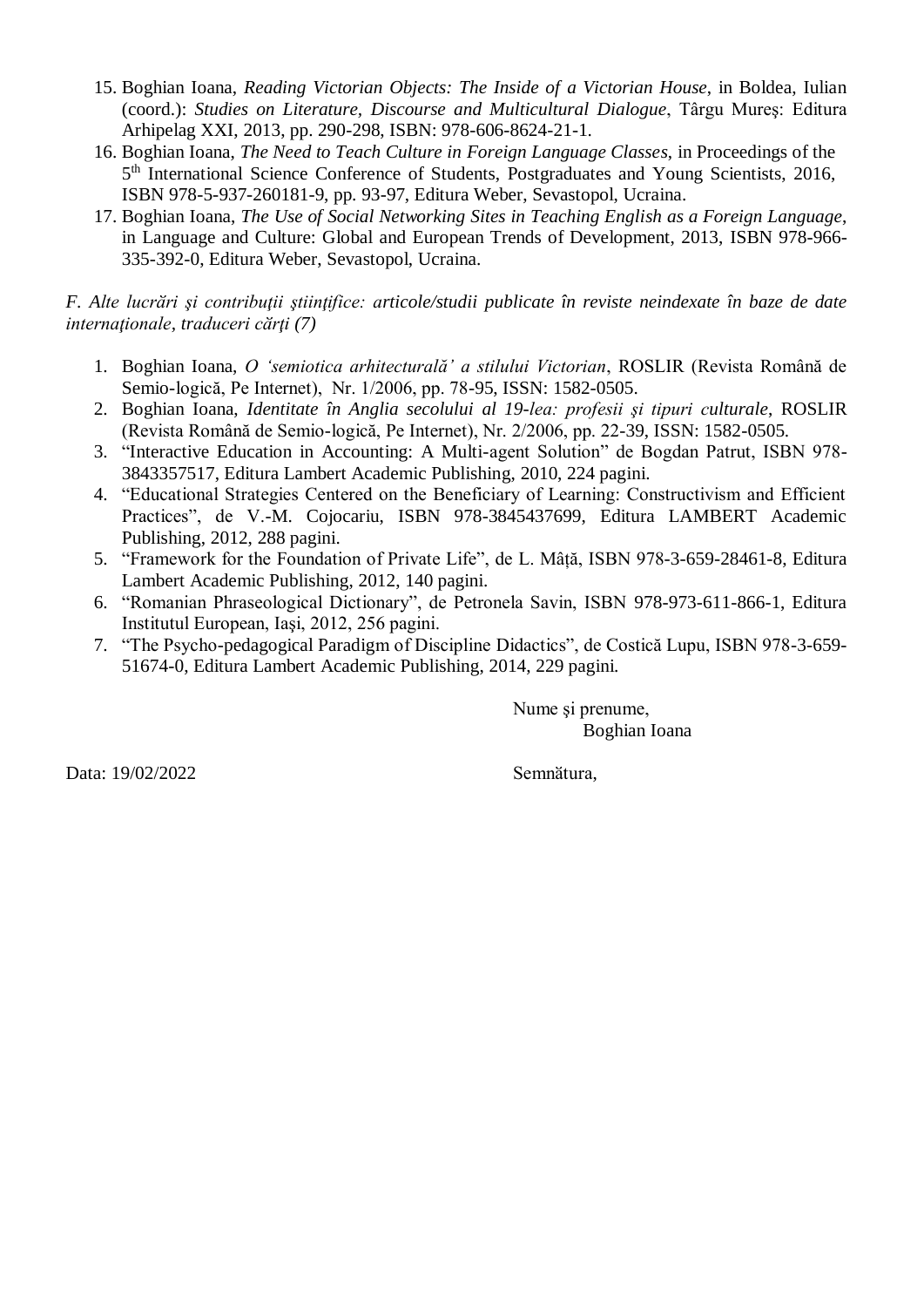15. Boghian Ioana, *Reading Victorian Objects: The Inside of a Victorian House*, in Boldea, Iulian (coord.): *Studies on Literature, Discourse and Multicultural Dialogue*, Târgu Mureş: Editura Arhipelag XXI, 2013, pp. 290-298, ISBN: 978-606-8624-21-1.
16. Boghian Ioana, *The Need to Teach Culture in Foreign Language Classes*, in Proceedings of the 5th International Science Conference of Students, Postgraduates and Young Scientists, 2016, ISBN 978-5-937-260181-9, pp. 93-97, Editura Weber, Sevastopol, Ucraina.
17. Boghian Ioana, *The Use of Social Networking Sites in Teaching English as a Foreign Language*, in Language and Culture: Global and European Trends of Development, 2013, ISBN 978-966-335-392-0, Editura Weber, Sevastopol, Ucraina.

*F. Alte lucrări şi contribuţii ştiinţifice: articole/studii publicate în reviste neindexate în baze de date internaţionale, traduceri cărți (7)*

1. Boghian Ioana, *O 'semiotica arhitecturală' a stilului Victorian*, ROSLIR (Revista Română de Semio-logică, Pe Internet), Nr. 1/2006, pp. 78-95, ISSN: 1582-0505.
2. Boghian Ioana, *Identitate în Anglia secolului al 19-lea: profesii şi tipuri culturale*, ROSLIR (Revista Română de Semio-logică, Pe Internet), Nr. 2/2006, pp. 22-39, ISSN: 1582-0505.
3. "Interactive Education in Accounting: A Multi-agent Solution" de Bogdan Patrut, ISBN 978-3843357517, Editura Lambert Academic Publishing, 2010, 224 pagini.
4. "Educational Strategies Centered on the Beneficiary of Learning: Constructivism and Efficient Practices", de V.-M. Cojocariu, ISBN 978-3845437699, Editura LAMBERT Academic Publishing, 2012, 288 pagini.
5. "Framework for the Foundation of Private Life", de L. Mâță, ISBN 978-3-659-28461-8, Editura Lambert Academic Publishing, 2012, 140 pagini.
6. "Romanian Phraseological Dictionary", de Petronela Savin, ISBN 978-973-611-866-1, Editura Institutul European, Iași, 2012, 256 pagini.
7. "The Psycho-pedagogical Paradigm of Discipline Didactics", de Costică Lupu, ISBN 978-3-659-51674-0, Editura Lambert Academic Publishing, 2014, 229 pagini.

Nume şi prenume,
Boghian Ioana

Data: 19/02/2022

Semnătura,